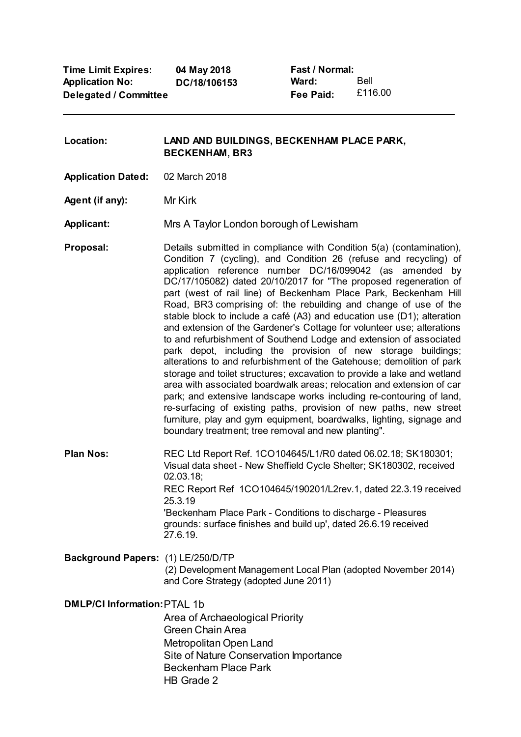| | | | |
|---|---|---|---|
| **Time Limit Expires:** | **04 May 2018** | **Fast / Normal:** | |
| **Application No:** | **DC/18/106153** | **Ward:** | Bell |
| **Delegated / Committee** | | **Fee Paid:** | £116.00 |

---

**Location:** **LAND AND BUILDINGS, BECKENHAM PLACE PARK, BECKENHAM, BR3**

**Application Dated:** 02 March 2018

**Agent (if any):** Mr Kirk

**Applicant:** Mrs A Taylor London borough of Lewisham

**Proposal:** Details submitted in compliance with Condition 5(a) (contamination), Condition 7 (cycling), and Condition 26 (refuse and recycling) of application reference number DC/16/099042 (as amended by DC/17/105082) dated 20/10/2017 for "The proposed regeneration of part (west of rail line) of Beckenham Place Park, Beckenham Hill Road, BR3 comprising of: the rebuilding and change of use of the stable block to include a café (A3) and education use (D1); alteration and extension of the Gardener's Cottage for volunteer use; alterations to and refurbishment of Southend Lodge and extension of associated park depot, including the provision of new storage buildings; alterations to and refurbishment of the Gatehouse; demolition of park storage and toilet structures; excavation to provide a lake and wetland area with associated boardwalk areas; relocation and extension of car park; and extensive landscape works including re-contouring of land, re-surfacing of existing paths, provision of new paths, new street furniture, play and gym equipment, boardwalks, lighting, signage and boundary treatment; tree removal and new planting".

**Plan Nos:** REC Ltd Report Ref. 1CO104645/L1/R0 dated 06.02.18; SK180301; Visual data sheet - New Sheffield Cycle Shelter; SK180302, received 02.03.18;
REC Report Ref 1CO104645/190201/L2rev.1, dated 22.3.19 received 25.3.19
'Beckenham Place Park - Conditions to discharge - Pleasures grounds: surface finishes and build up', dated 26.6.19 received 27.6.19.

**Background Papers:** (1) LE/250/D/TP
(2) Development Management Local Plan (adopted November 2014) and Core Strategy (adopted June 2011)

**DMLP/CI Information:** PTAL 1b
Area of Archaeological Priority
Green Chain Area
Metropolitan Open Land
Site of Nature Conservation Importance
Beckenham Place Park
HB Grade 2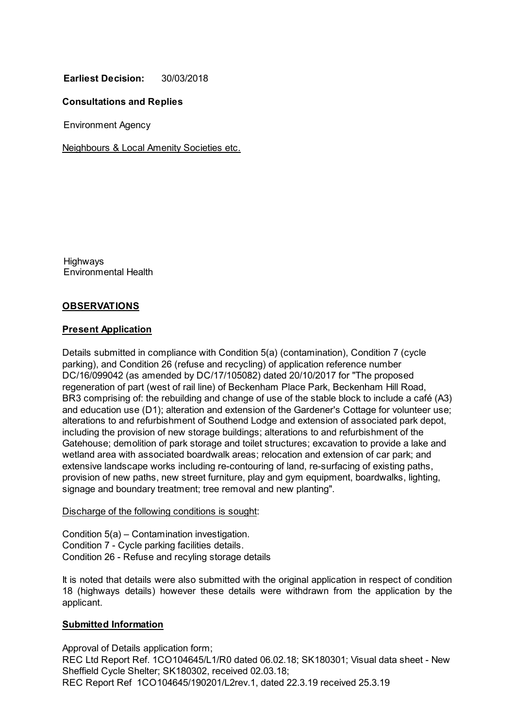**Earliest Decision:** 30/03/2018

**Consultations and Replies**

Environment Agency

Neighbours & Local Amenity Societies etc.

Highways
Environmental Health

## OBSERVATIONS

### Present Application

Details submitted in compliance with Condition 5(a) (contamination), Condition 7 (cycle parking), and Condition 26 (refuse and recycling) of application reference number DC/16/099042 (as amended by DC/17/105082) dated 20/10/2017 for "The proposed regeneration of part (west of rail line) of Beckenham Place Park, Beckenham Hill Road, BR3 comprising of: the rebuilding and change of use of the stable block to include a café (A3) and education use (D1); alteration and extension of the Gardener's Cottage for volunteer use; alterations to and refurbishment of Southend Lodge and extension of associated park depot, including the provision of new storage buildings; alterations to and refurbishment of the Gatehouse; demolition of park storage and toilet structures; excavation to provide a lake and wetland area with associated boardwalk areas; relocation and extension of car park; and extensive landscape works including re-contouring of land, re-surfacing of existing paths, provision of new paths, new street furniture, play and gym equipment, boardwalks, lighting, signage and boundary treatment; tree removal and new planting".

Discharge of the following conditions is sought:

Condition 5(a) – Contamination investigation.
Condition 7 - Cycle parking facilities details.
Condition 26 - Refuse and recyling storage details

It is noted that details were also submitted with the original application in respect of condition 18 (highways details) however these details were withdrawn from the application by the applicant.

### Submitted Information

Approval of Details application form;
REC Ltd Report Ref. 1CO104645/L1/R0 dated 06.02.18; SK180301; Visual data sheet - New Sheffield Cycle Shelter; SK180302, received 02.03.18;
REC Report Ref 1CO104645/190201/L2rev.1, dated 22.3.19 received 25.3.19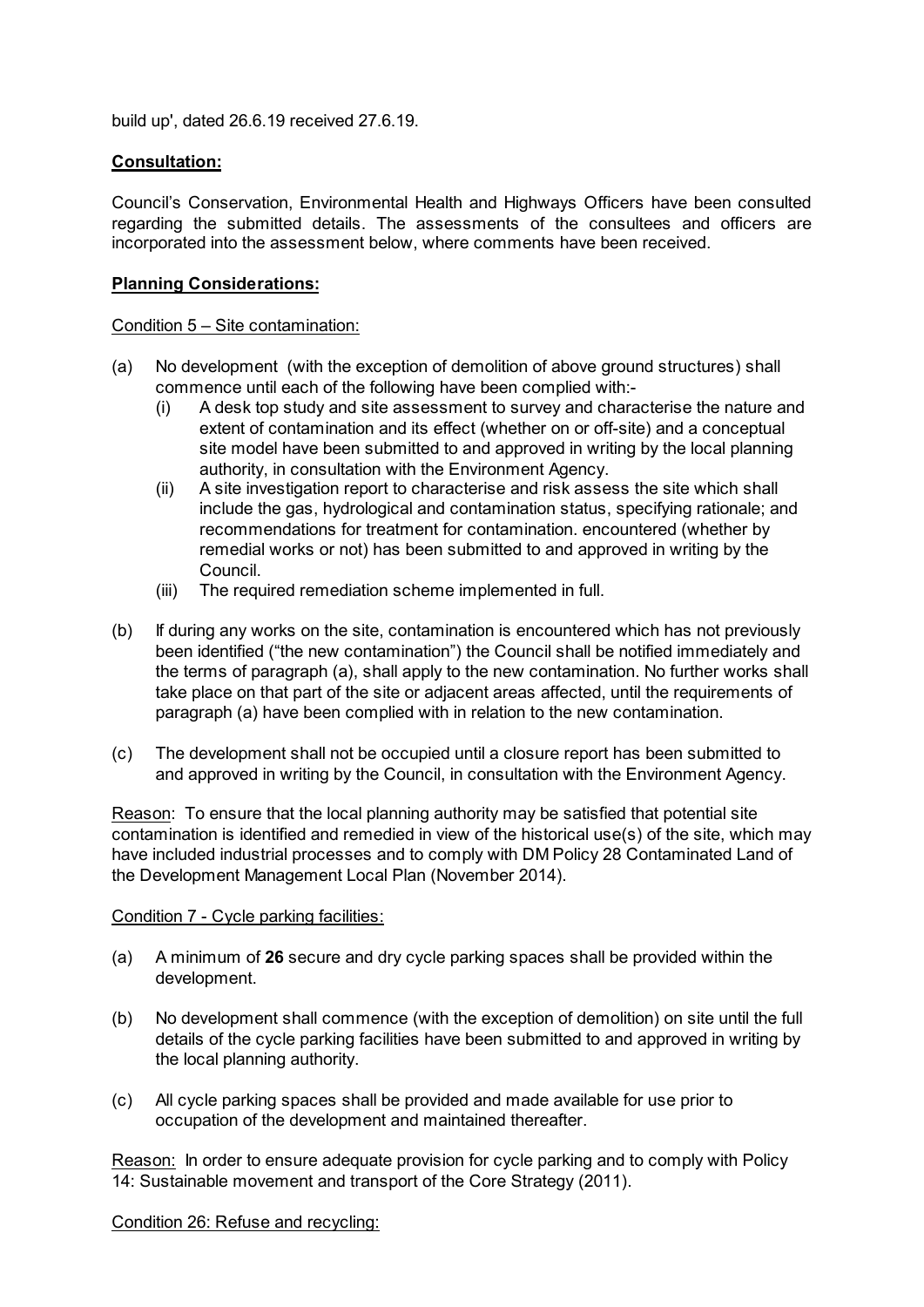build up', dated 26.6.19 received 27.6.19.

**Consultation:**

Council's Conservation, Environmental Health and Highways Officers have been consulted regarding the submitted details. The assessments of the consultees and officers are incorporated into the assessment below, where comments have been received.

**Planning Considerations:**

Condition 5 – Site contamination:

(a) No development (with the exception of demolition of above ground structures) shall commence until each of the following have been complied with:-
    (i) A desk top study and site assessment to survey and characterise the nature and extent of contamination and its effect (whether on or off-site) and a conceptual site model have been submitted to and approved in writing by the local planning authority, in consultation with the Environment Agency.
    (ii) A site investigation report to characterise and risk assess the site which shall include the gas, hydrological and contamination status, specifying rationale; and recommendations for treatment for contamination. encountered (whether by remedial works or not) has been submitted to and approved in writing by the Council.
    (iii) The required remediation scheme implemented in full.

(b) If during any works on the site, contamination is encountered which has not previously been identified ("the new contamination") the Council shall be notified immediately and the terms of paragraph (a), shall apply to the new contamination. No further works shall take place on that part of the site or adjacent areas affected, until the requirements of paragraph (a) have been complied with in relation to the new contamination.

(c) The development shall not be occupied until a closure report has been submitted to and approved in writing by the Council, in consultation with the Environment Agency.

Reason: To ensure that the local planning authority may be satisfied that potential site contamination is identified and remedied in view of the historical use(s) of the site, which may have included industrial processes and to comply with DM Policy 28 Contaminated Land of the Development Management Local Plan (November 2014).

Condition 7 - Cycle parking facilities:

(a) A minimum of **26** secure and dry cycle parking spaces shall be provided within the development.

(b) No development shall commence (with the exception of demolition) on site until the full details of the cycle parking facilities have been submitted to and approved in writing by the local planning authority.

(c) All cycle parking spaces shall be provided and made available for use prior to occupation of the development and maintained thereafter.

Reason: In order to ensure adequate provision for cycle parking and to comply with Policy 14: Sustainable movement and transport of the Core Strategy (2011).

Condition 26: Refuse and recycling: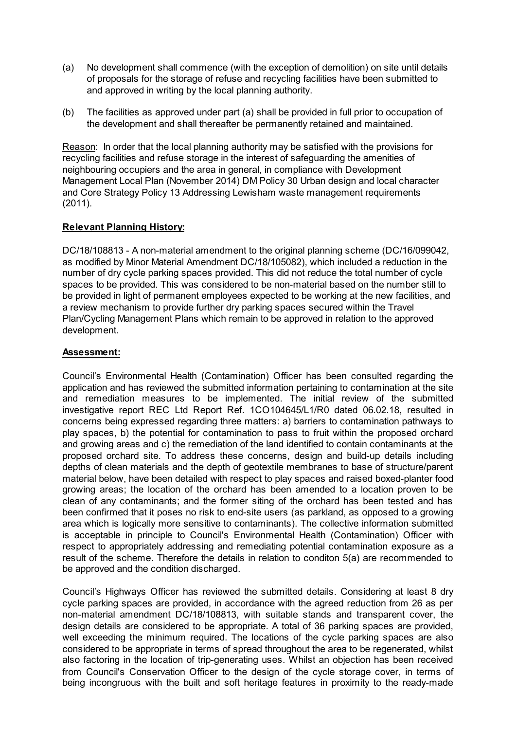(a) No development shall commence (with the exception of demolition) on site until details of proposals for the storage of refuse and recycling facilities have been submitted to and approved in writing by the local planning authority.

(b) The facilities as approved under part (a) shall be provided in full prior to occupation of the development and shall thereafter be permanently retained and maintained.

Reason: In order that the local planning authority may be satisfied with the provisions for recycling facilities and refuse storage in the interest of safeguarding the amenities of neighbouring occupiers and the area in general, in compliance with Development Management Local Plan (November 2014) DM Policy 30 Urban design and local character and Core Strategy Policy 13 Addressing Lewisham waste management requirements (2011).

**Relevant Planning History:**

DC/18/108813 - A non-material amendment to the original planning scheme (DC/16/099042, as modified by Minor Material Amendment DC/18/105082), which included a reduction in the number of dry cycle parking spaces provided. This did not reduce the total number of cycle spaces to be provided. This was considered to be non-material based on the number still to be provided in light of permanent employees expected to be working at the new facilities, and a review mechanism to provide further dry parking spaces secured within the Travel Plan/Cycling Management Plans which remain to be approved in relation to the approved development.

**Assessment:**

Council's Environmental Health (Contamination) Officer has been consulted regarding the application and has reviewed the submitted information pertaining to contamination at the site and remediation measures to be implemented. The initial review of the submitted investigative report REC Ltd Report Ref. 1CO104645/L1/R0 dated 06.02.18, resulted in concerns being expressed regarding three matters: a) barriers to contamination pathways to play spaces, b) the potential for contamination to pass to fruit within the proposed orchard and growing areas and c) the remediation of the land identified to contain contaminants at the proposed orchard site. To address these concerns, design and build-up details including depths of clean materials and the depth of geotextile membranes to base of structure/parent material below, have been detailed with respect to play spaces and raised boxed-planter food growing areas; the location of the orchard has been amended to a location proven to be clean of any contaminants; and the former siting of the orchard has been tested and has been confirmed that it poses no risk to end-site users (as parkland, as opposed to a growing area which is logically more sensitive to contaminants). The collective information submitted is acceptable in principle to Council's Environmental Health (Contamination) Officer with respect to appropriately addressing and remediating potential contamination exposure as a result of the scheme. Therefore the details in relation to conditon 5(a) are recommended to be approved and the condition discharged.

Council's Highways Officer has reviewed the submitted details. Considering at least 8 dry cycle parking spaces are provided, in accordance with the agreed reduction from 26 as per non-material amendment DC/18/108813, with suitable stands and transparent cover, the design details are considered to be appropriate. A total of 36 parking spaces are provided, well exceeding the minimum required. The locations of the cycle parking spaces are also considered to be appropriate in terms of spread throughout the area to be regenerated, whilst also factoring in the location of trip-generating uses. Whilst an objection has been received from Council's Conservation Officer to the design of the cycle storage cover, in terms of being incongruous with the built and soft heritage features in proximity to the ready-made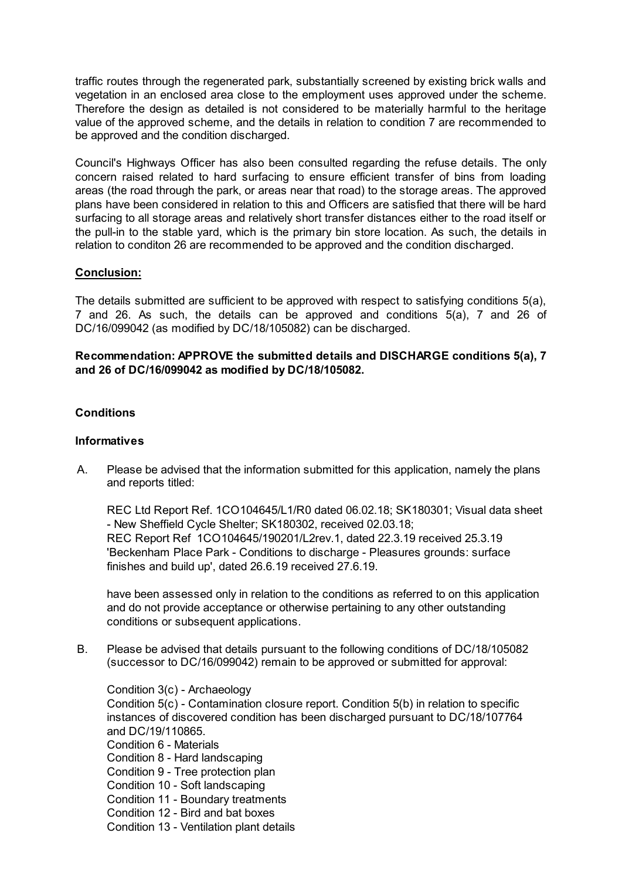traffic routes through the regenerated park, substantially screened by existing brick walls and vegetation in an enclosed area close to the employment uses approved under the scheme. Therefore the design as detailed is not considered to be materially harmful to the heritage value of the approved scheme, and the details in relation to condition 7 are recommended to be approved and the condition discharged.

Council's Highways Officer has also been consulted regarding the refuse details. The only concern raised related to hard surfacing to ensure efficient transfer of bins from loading areas (the road through the park, or areas near that road) to the storage areas. The approved plans have been considered in relation to this and Officers are satisfied that there will be hard surfacing to all storage areas and relatively short transfer distances either to the road itself or the pull-in to the stable yard, which is the primary bin store location. As such, the details in relation to conditon 26 are recommended to be approved and the condition discharged.

**Conclusion:**

The details submitted are sufficient to be approved with respect to satisfying conditions 5(a), 7 and 26. As such, the details can be approved and conditions 5(a), 7 and 26 of DC/16/099042 (as modified by DC/18/105082) can be discharged.

**Recommendation: APPROVE the submitted details and DISCHARGE conditions 5(a), 7 and 26 of DC/16/099042 as modified by DC/18/105082.**

**Conditions**

**Informatives**

A. Please be advised that the information submitted for this application, namely the plans and reports titled:

   REC Ltd Report Ref. 1CO104645/L1/R0 dated 06.02.18; SK180301; Visual data sheet - New Sheffield Cycle Shelter; SK180302, received 02.03.18;
   REC Report Ref 1CO104645/190201/L2rev.1, dated 22.3.19 received 25.3.19
   'Beckenham Place Park - Conditions to discharge - Pleasures grounds: surface finishes and build up', dated 26.6.19 received 27.6.19.

   have been assessed only in relation to the conditions as referred to on this application and do not provide acceptance or otherwise pertaining to any other outstanding conditions or subsequent applications.

B. Please be advised that details pursuant to the following conditions of DC/18/105082 (successor to DC/16/099042) remain to be approved or submitted for approval:

   Condition 3(c) - Archaeology
   Condition 5(c) - Contamination closure report. Condition 5(b) in relation to specific instances of discovered condition has been discharged pursuant to DC/18/107764 and DC/19/110865.
   Condition 6 - Materials
   Condition 8 - Hard landscaping
   Condition 9 - Tree protection plan
   Condition 10 - Soft landscaping
   Condition 11 - Boundary treatments
   Condition 12 - Bird and bat boxes
   Condition 13 - Ventilation plant details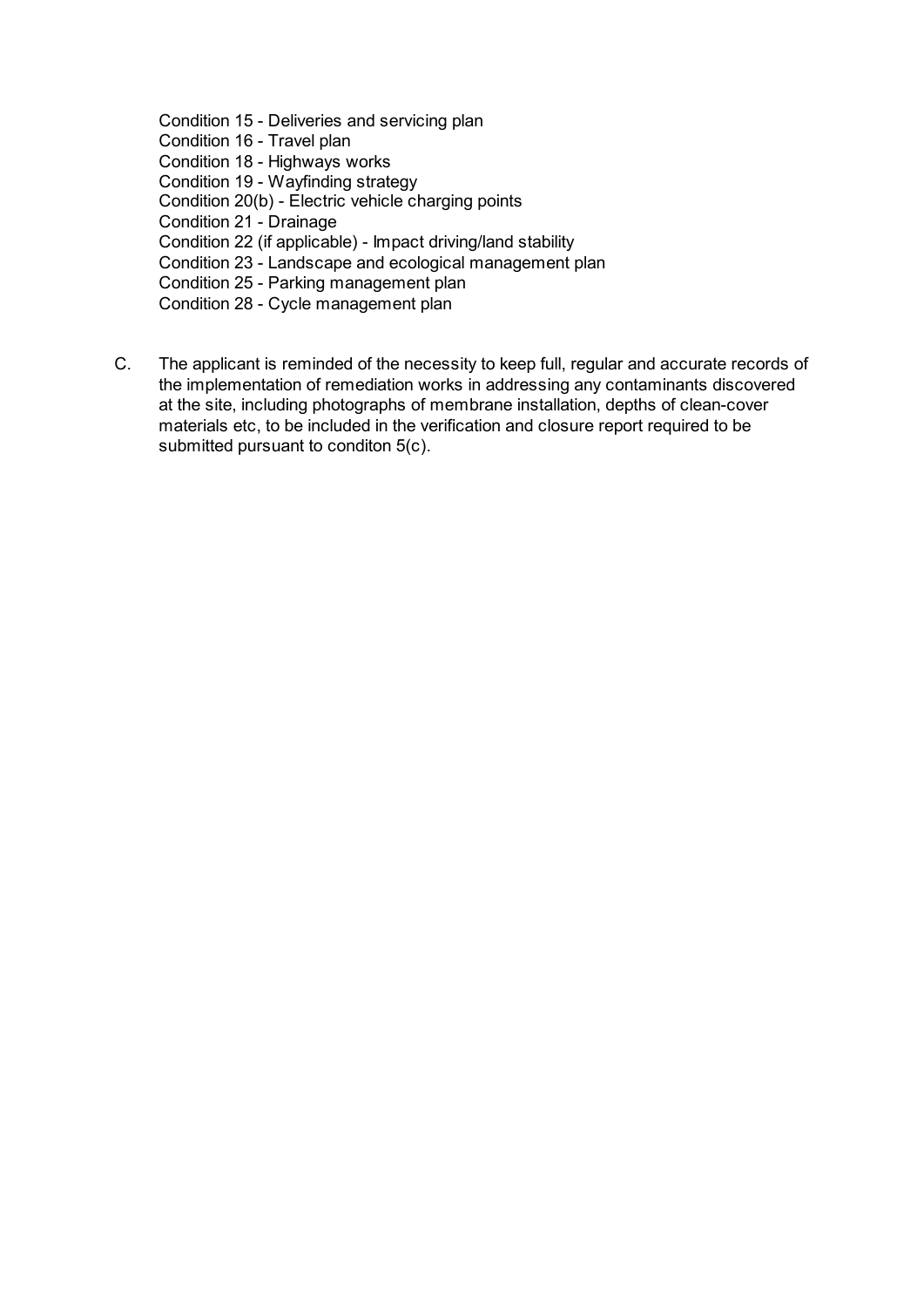Condition 15 - Deliveries and servicing plan
Condition 16 - Travel plan
Condition 18 - Highways works
Condition 19 - Wayfinding strategy
Condition 20(b) - Electric vehicle charging points
Condition 21 - Drainage
Condition 22 (if applicable) - Impact driving/land stability
Condition 23 - Landscape and ecological management plan
Condition 25 - Parking management plan
Condition 28 - Cycle management plan

C. The applicant is reminded of the necessity to keep full, regular and accurate records of the implementation of remediation works in addressing any contaminants discovered at the site, including photographs of membrane installation, depths of clean-cover materials etc, to be included in the verification and closure report required to be submitted pursuant to conditon 5(c).